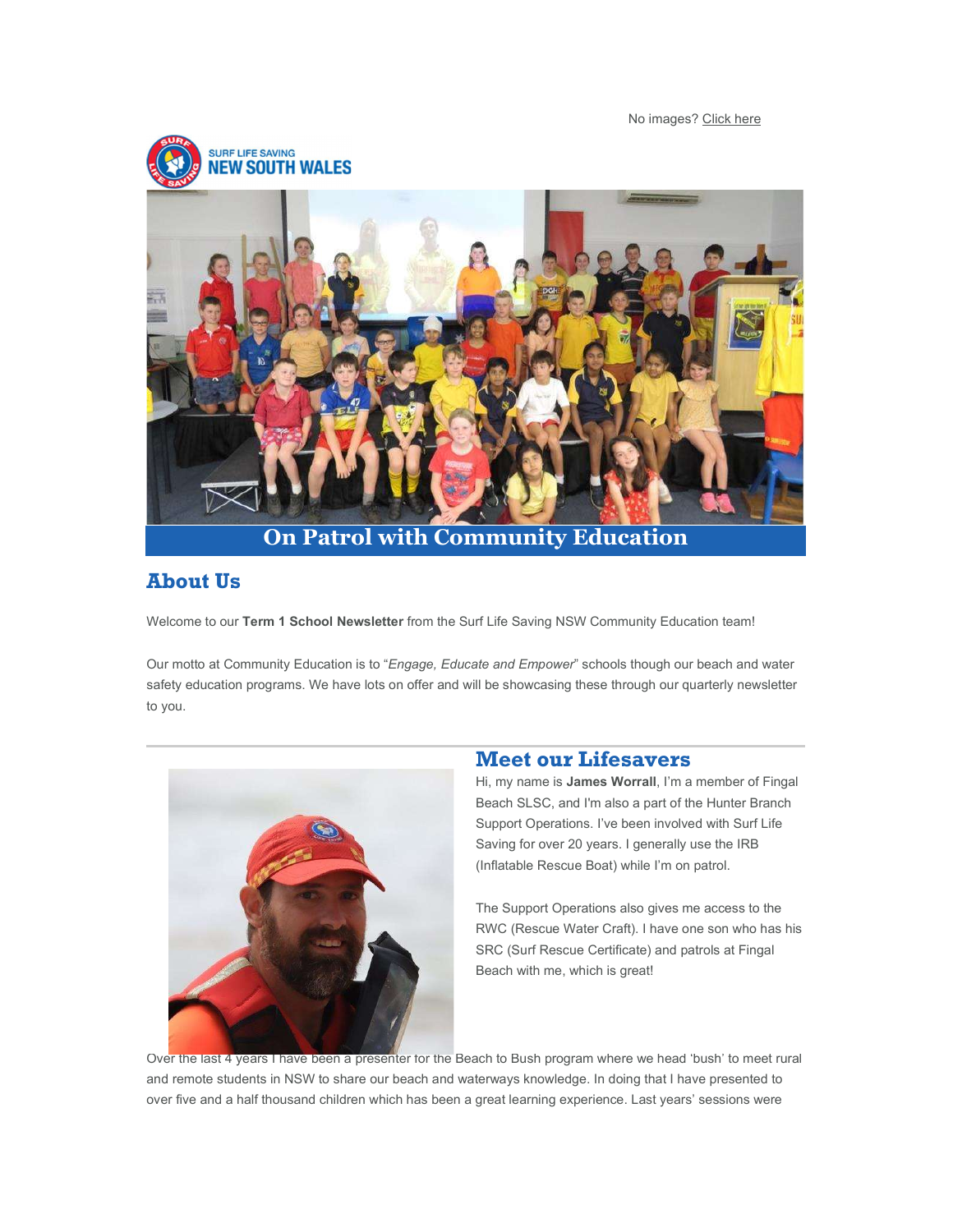No images? Click here

SURF LIFE SAVING
NEW SOUTH WALES

# On Patrol with Community Education

## About Us

Welcome to our **Term 1 School Newsletter** from the Surf Life Saving NSW Community Education team!

Our motto at Community Education is to "*Engage, Educate and Empower*" schools though our beach and water safety education programs. We have lots on offer and will be showcasing these through our quarterly newsletter to you.

## Meet our Lifesavers

Hi, my name is **James Worrall**, I'm a member of Fingal Beach SLSC, and I'm also a part of the Hunter Branch Support Operations. I've been involved with Surf Life Saving for over 20 years. I generally use the IRB (Inflatable Rescue Boat) while I'm on patrol.

The Support Operations also gives me access to the RWC (Rescue Water Craft). I have one son who has his SRC (Surf Rescue Certificate) and patrols at Fingal Beach with me, which is great!

Over the last 4 years I have been a presenter for the Beach to Bush program where we head 'bush' to meet rural and remote students in NSW to share our beach and waterways knowledge. In doing that I have presented to over five and a half thousand children which has been a great learning experience. Last years' sessions were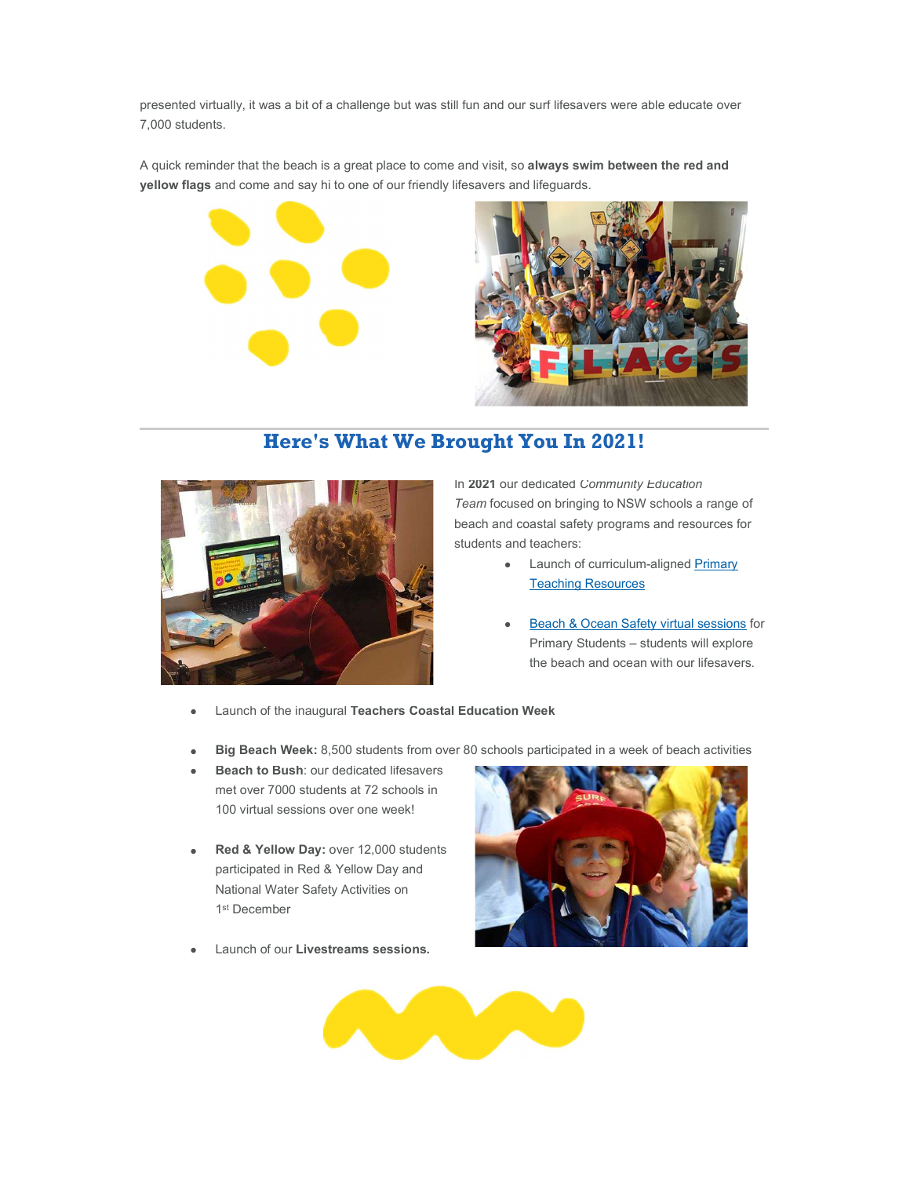presented virtually, it was a bit of a challenge but was still fun and our surf lifesavers were able educate over 7,000 students.

A quick reminder that the beach is a great place to come and visit, so **always swim between the red and yellow flags** and come and say hi to one of our friendly lifesavers and lifeguards.

## Here's What We Brought You In 2021!

In **2021** our dedicated *Community Education Team* focused on bringing to NSW schools a range of beach and coastal safety programs and resources for students and teachers:

- Launch of curriculum-aligned [Primary Teaching Resources]()
- [Beach & Ocean Safety virtual sessions]() for Primary Students – students will explore the beach and ocean with our lifesavers.
- Launch of the inaugural **Teachers Coastal Education Week**
- **Big Beach Week:** 8,500 students from over 80 schools participated in a week of beach activities
- **Beach to Bush**: our dedicated lifesavers met over 7000 students at 72 schools in 100 virtual sessions over one week!
- **Red & Yellow Day:** over 12,000 students participated in Red & Yellow Day and National Water Safety Activities on 1st December
- Launch of our **Livestreams sessions.**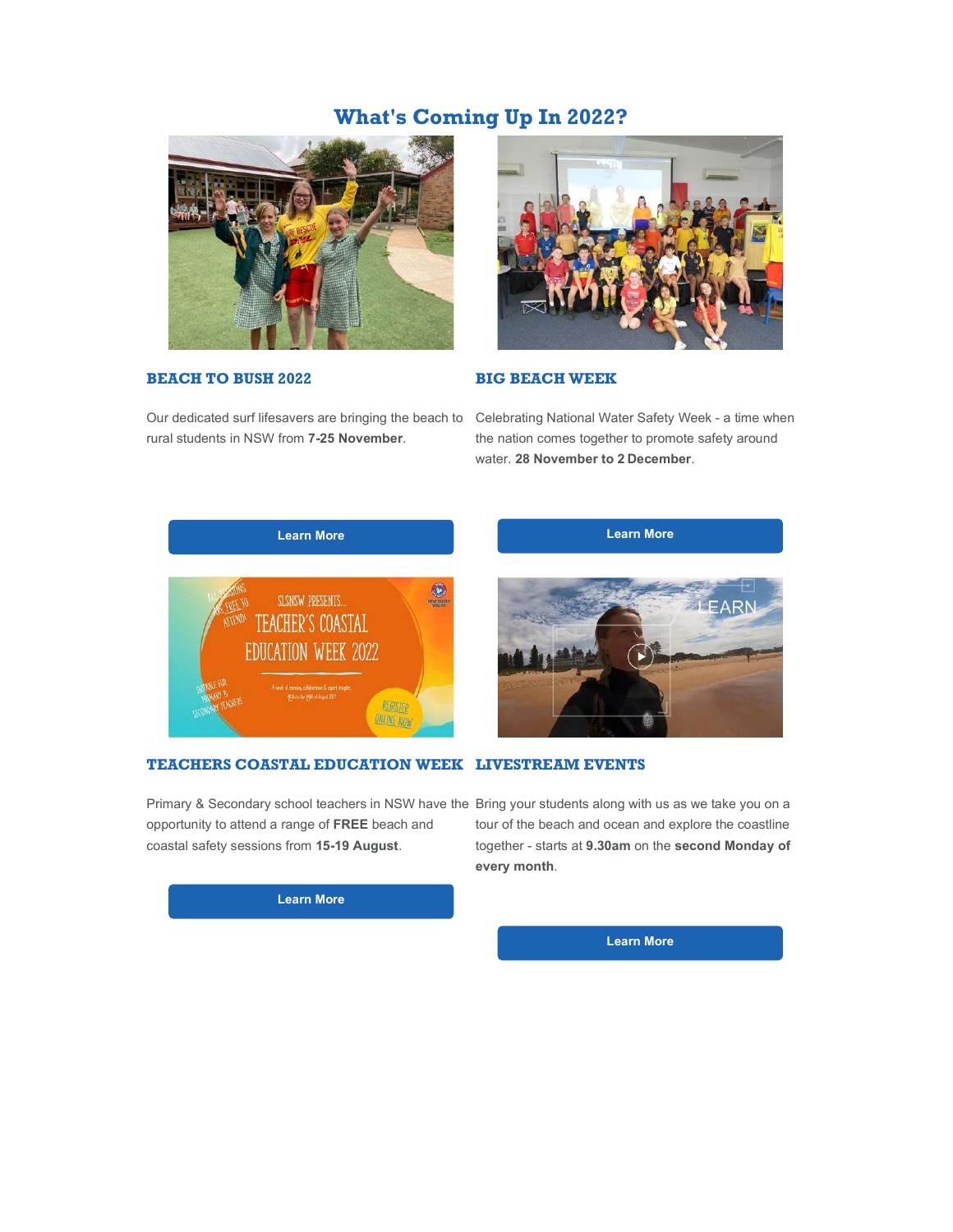## What's Coming Up In 2022?

### BEACH TO BUSH 2022

Our dedicated surf lifesavers are bringing the beach to rural students in NSW from **7-25 November**.

Learn More

### BIG BEACH WEEK

Celebrating National Water Safety Week - a time when the nation comes together to promote safety around water. **28 November to 2 December**.

Learn More

### TEACHERS COASTAL EDUCATION WEEK

Primary & Secondary school teachers in NSW have the opportunity to attend a range of **FREE** beach and coastal safety sessions from **15-19 August**.

Learn More

### LIVESTREAM EVENTS

Bring your students along with us as we take you on a tour of the beach and ocean and explore the coastline together - starts at **9.30am** on the **second Monday of every month**.

Learn More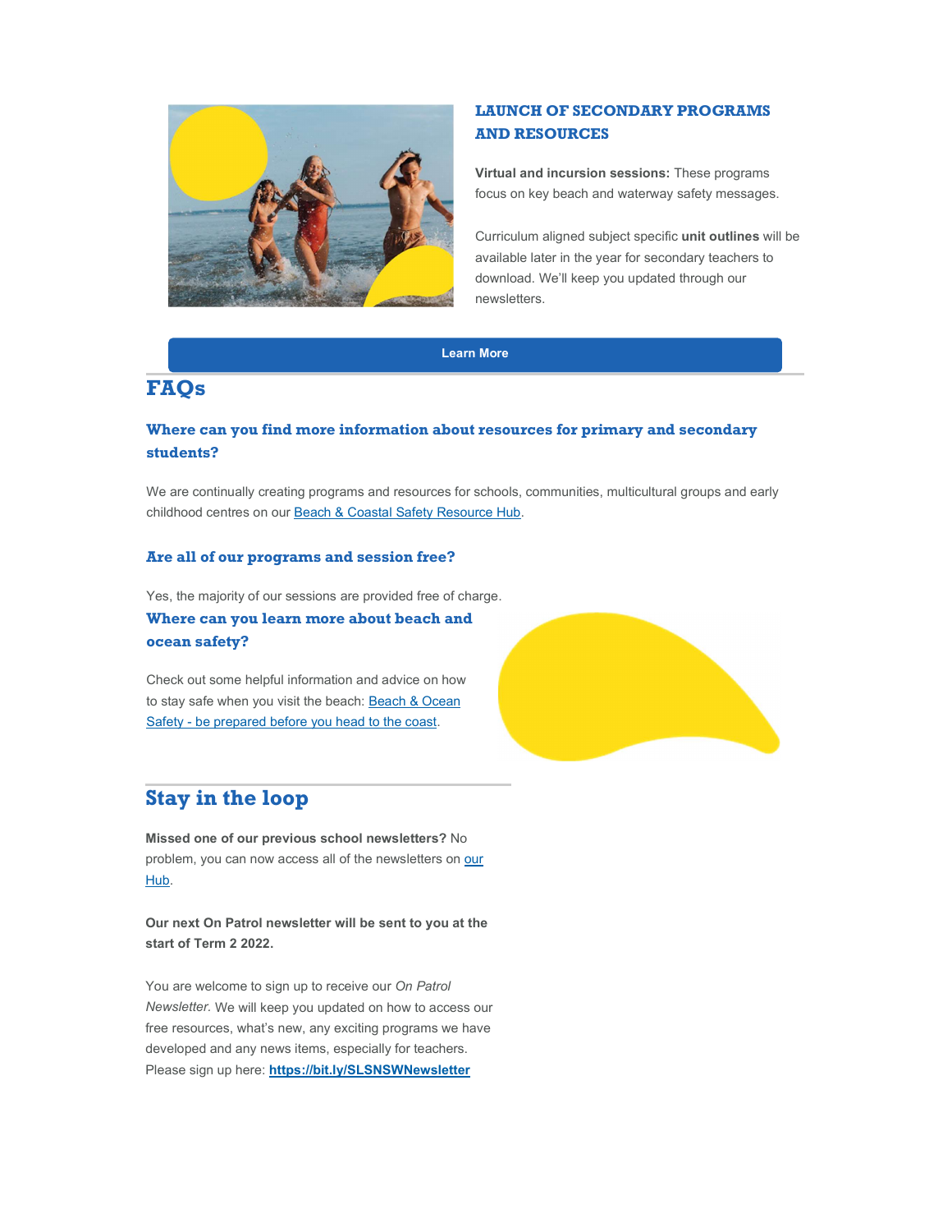## LAUNCH OF SECONDARY PROGRAMS AND RESOURCES

**Virtual and incursion sessions:** These programs focus on key beach and waterway safety messages.

Curriculum aligned subject specific **unit outlines** will be available later in the year for secondary teachers to download. We'll keep you updated through our newsletters.

Learn More

## FAQs

### Where can you find more information about resources for primary and secondary students?

We are continually creating programs and resources for schools, communities, multicultural groups and early childhood centres on our Beach & Coastal Safety Resource Hub.

### Are all of our programs and session free?

Yes, the majority of our sessions are provided free of charge.

### Where can you learn more about beach and ocean safety?

Check out some helpful information and advice on how to stay safe when you visit the beach: Beach & Ocean Safety - be prepared before you head to the coast.

## Stay in the loop

**Missed one of our previous school newsletters?** No problem, you can now access all of the newsletters on our Hub.

**Our next On Patrol newsletter will be sent to you at the start of Term 2 2022.**

You are welcome to sign up to receive our *On Patrol Newsletter.* We will keep you updated on how to access our free resources, what's new, any exciting programs we have developed and any news items, especially for teachers. Please sign up here: **https://bit.ly/SLSNSWNewsletter**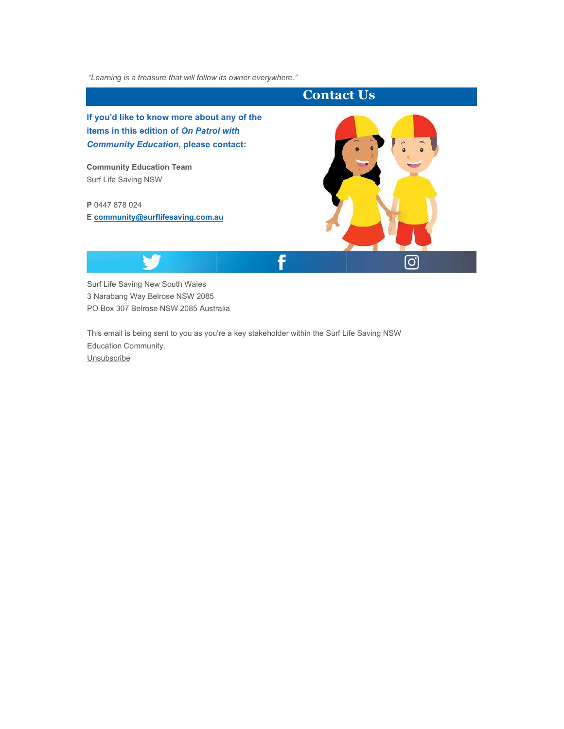*"Learning is a treasure that will follow its owner everywhere."*

## Contact Us

**If you'd like to know more about any of the items in this edition of *On Patrol with Community Education*, please contact:**

**Community Education Team**
Surf Life Saving NSW

**P** 0447 878 024
**E** **community@surflifesaving.com.au**

Surf Life Saving New South Wales
3 Narabang Way Belrose NSW 2085
PO Box 307 Belrose NSW 2085 Australia

This email is being sent to you as you're a key stakeholder within the Surf Life Saving NSW Education Community.
Unsubscribe